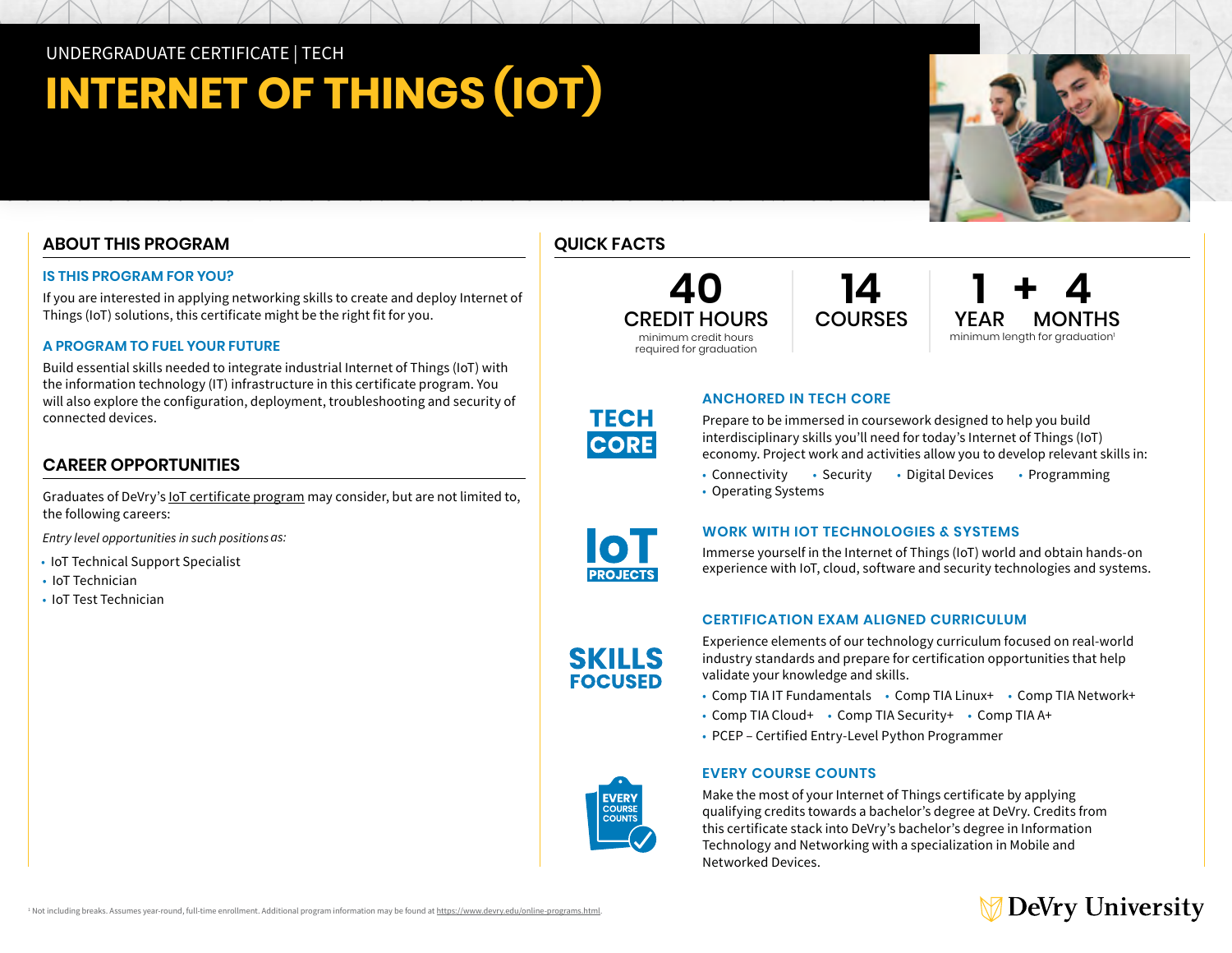UNDERGRADUATE CERTIFICATE | TECH

# INTERNET OF THINGS (IOT)

## ABOUT THIS PROGRAM

### IS THIS PROGRAM FOR YOU?

If you are interested in applying networking skills to create and deploy Internet of Things (IoT) solutions, this certificate might be the right fit for you.

### A PROGRAM TO FUEL YOUR FUTURE

Build essential skills needed to integrate industrial Internet of Things (IoT) with the information technology (IT) infrastructure in this certificate program. You will also explore the configuration, deployment, troubleshooting and security of connected devices.

## CAREER OPPORTUNITIES

Graduates of DeVry's IoT certificate program may consider, but are not limited to, the following careers:

*Entry level opportunities in such positions as:*

- IoT Technical Support Specialist
- IoT Technician
- IoT Test Technician

## QUICK FACTS

**40** CREDIT HOURS
minimum credit hours required for graduation

**14** COURSES

**1** YEAR + **4** MONTHS
minimum length for graduation[1]

TECH CORE

### ANCHORED IN TECH CORE

Prepare to be immersed in coursework designed to help you build interdisciplinary skills you'll need for today's Internet of Things (IoT) economy. Project work and activities allow you to develop relevant skills in:

- Connectivity
- Security
- Digital Devices
- Programming
- Operating Systems

IoT PROJECTS

### WORK WITH IOT TECHNOLOGIES & SYSTEMS

Immerse yourself in the Internet of Things (IoT) world and obtain hands-on experience with IoT, cloud, software and security technologies and systems.

SKILLS FOCUSED

### CERTIFICATION EXAM ALIGNED CURRICULUM

Experience elements of our technology curriculum focused on real-world industry standards and prepare for certification opportunities that help validate your knowledge and skills.

- Comp TIA IT Fundamentals
- Comp TIA Linux+
- Comp TIA Network+
- Comp TIA Cloud+
- Comp TIA Security+
- Comp TIA A+
- PCEP – Certified Entry-Level Python Programmer

EVERY COURSE COUNTS

### EVERY COURSE COUNTS

Make the most of your Internet of Things certificate by applying qualifying credits towards a bachelor's degree at DeVry. Credits from this certificate stack into DeVry's bachelor's degree in Information Technology and Networking with a specialization in Mobile and Networked Devices.

[1] Not including breaks. Assumes year-round, full-time enrollment. Additional program information may be found at https://www.devry.edu/online-programs.html.

DeVry University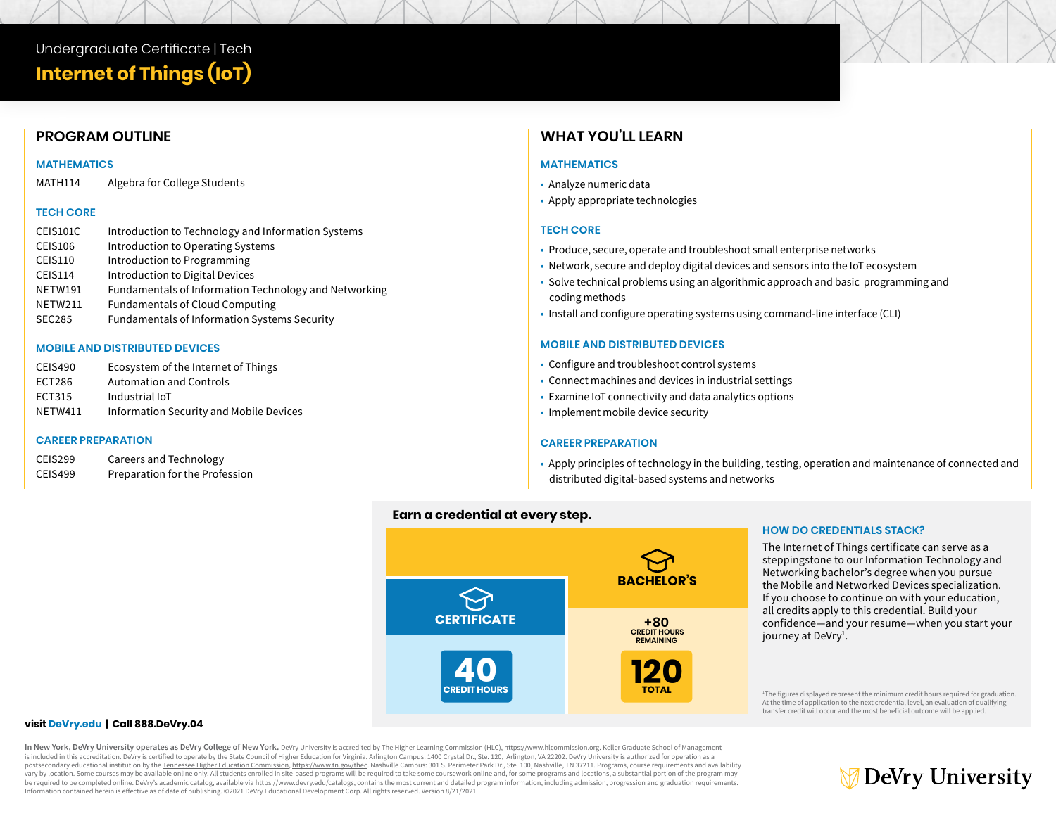Undergraduate Certificate | Tech

# Internet of Things (IoT)

## PROGRAM OUTLINE

### MATHEMATICS

| | |
|---|---|
| MATH114 | Algebra for College Students |

### TECH CORE

| | |
|---|---|
| CEIS101C | Introduction to Technology and Information Systems |
| CEIS106 | Introduction to Operating Systems |
| CEIS110 | Introduction to Programming |
| CEIS114 | Introduction to Digital Devices |
| NETW191 | Fundamentals of Information Technology and Networking |
| NETW211 | Fundamentals of Cloud Computing |
| SEC285 | Fundamentals of Information Systems Security |

### MOBILE AND DISTRIBUTED DEVICES

| | |
|---|---|
| CEIS490 | Ecosystem of the Internet of Things |
| ECT286 | Automation and Controls |
| ECT315 | Industrial IoT |
| NETW411 | Information Security and Mobile Devices |

### CAREER PREPARATION

| | |
|---|---|
| CEIS299 | Careers and Technology |
| CEIS499 | Preparation for the Profession |

## WHAT YOU'LL LEARN

### MATHEMATICS

- Analyze numeric data
- Apply appropriate technologies

### TECH CORE

- Produce, secure, operate and troubleshoot small enterprise networks
- Network, secure and deploy digital devices and sensors into the IoT ecosystem
- Solve technical problems using an algorithmic approach and basic programming and coding methods
- Install and configure operating systems using command-line interface (CLI)

### MOBILE AND DISTRIBUTED DEVICES

- Configure and troubleshoot control systems
- Connect machines and devices in industrial settings
- Examine IoT connectivity and data analytics options
- Implement mobile device security

### CAREER PREPARATION

- Apply principles of technology in the building, testing, operation and maintenance of connected and distributed digital-based systems and networks

## Earn a credential at every step.

CERTIFICATE
40
CREDIT HOURS

BACHELOR'S
+80
CREDIT HOURS REMAINING
120
TOTAL

### HOW DO CREDENTIALS STACK?

The Internet of Things certificate can serve as a steppingstone to our Information Technology and Networking bachelor's degree when you pursue the Mobile and Networked Devices specialization. If you choose to continue on with your education, all credits apply to this credential. Build your confidence—and your resume—when you start your journey at DeVry[1].

[1]The figures displayed represent the minimum credit hours required for graduation. At the time of application to the next credential level, an evaluation of qualifying transfer credit will occur and the most beneficial outcome will be applied.

**visit DeVry.edu | Call 888.DeVry.04**

**In New York, DeVry University operates as DeVry College of New York.** DeVry University is accredited by The Higher Learning Commission (HLC), https://www.hlcommission.org. Keller Graduate School of Management is included in this accreditation. DeVry is certified to operate by the State Council of Higher Education for Virginia. Arlington Campus: 1400 Crystal Dr., Ste. 120, Arlington, VA 22202. DeVry University is authorized for operation as a postsecondary educational institution by the Tennessee Higher Education Commission, https://www.tn.gov/thec. Nashville Campus: 301 S. Perimeter Park Dr., Ste. 100, Nashville, TN 37211. Programs, course requirements and availability vary by location. Some courses may be available online only. All students enrolled in site-based programs will be required to take some coursework online and, for some programs and locations, a substantial portion of the program may be required to be completed online. DeVry's academic catalog, available via https://www.devry.edu/catalogs, contains the most current and detailed program information, including admission, progression and graduation requirements. Information contained herein is effective as of date of publishing. ©2021 DeVry Educational Development Corp. All rights reserved. Version 8/21/2021

DeVry University